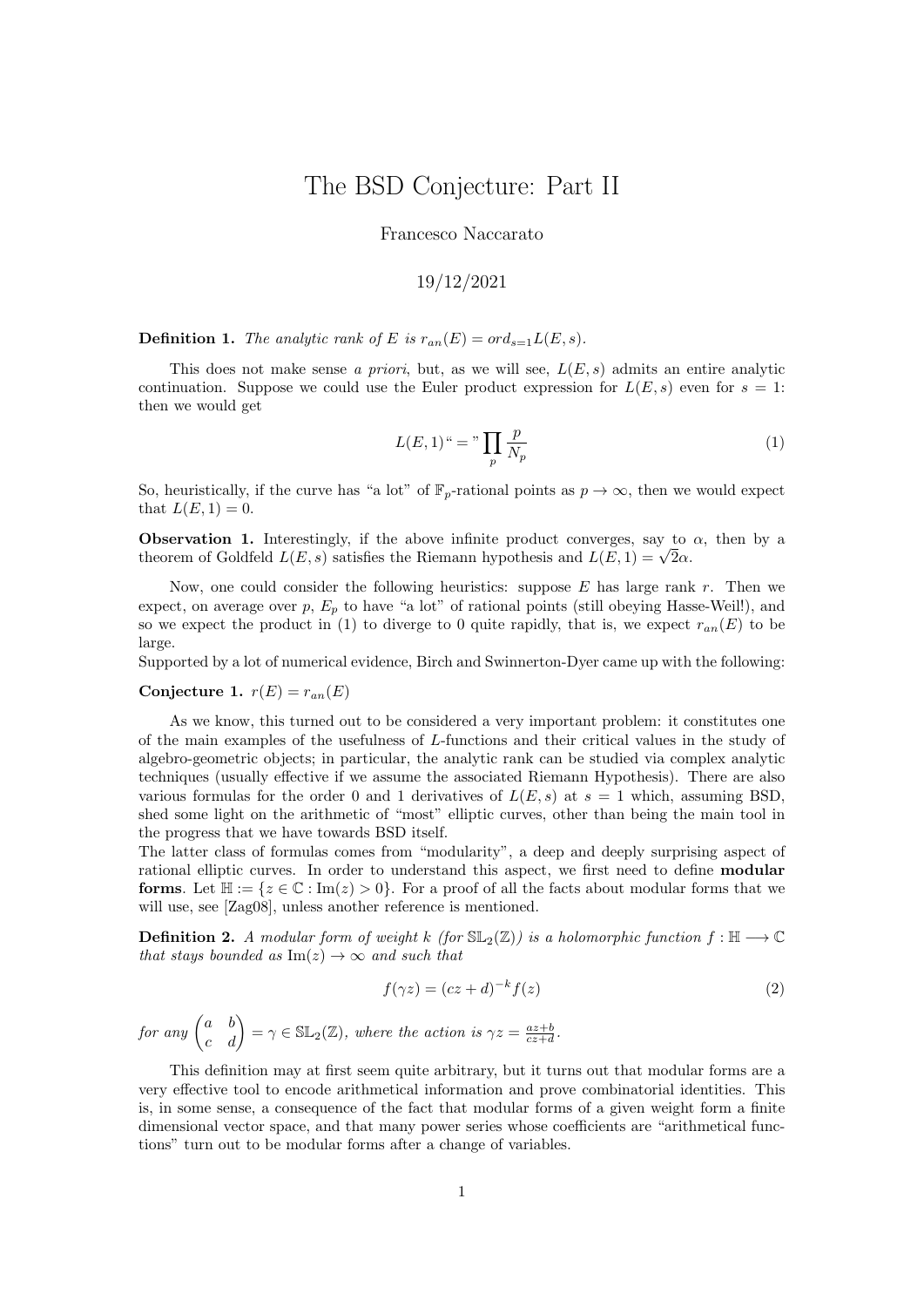# The BSD Conjecture: Part II

Francesco Naccarato

19/12/2021

**Definition 1.** *The analytic rank of $E$ is $r_{an}(E) = ord_{s=1}L(E,s)$.*

This does not make sense *a priori*, but, as we will see, $L(E,s)$ admits an entire analytic continuation. Suppose we could use the Euler product expression for $L(E,s)$ even for $s = 1$: then we would get

$$L(E,1) \text{ “} = \text{”} \prod_p \frac{p}{N_p} \tag{1}$$

So, heuristically, if the curve has “a lot” of $\mathbb{F}_p$-rational points as $p \to \infty$, then we would expect that $L(E,1) = 0$.

**Observation 1.** Interestingly, if the above infinite product converges, say to $\alpha$, then by a theorem of Goldfeld $L(E,s)$ satisfies the Riemann hypothesis and $L(E,1) = \sqrt{2}\alpha$.

Now, one could consider the following heuristics: suppose $E$ has large rank $r$. Then we expect, on average over $p$, $E_p$ to have “a lot” of rational points (still obeying Hasse-Weil!), and so we expect the product in (1) to diverge to 0 quite rapidly, that is, we expect $r_{an}(E)$ to be large.
Supported by a lot of numerical evidence, Birch and Swinnerton-Dyer came up with the following:

**Conjecture 1.** $r(E) = r_{an}(E)$

As we know, this turned out to be considered a very important problem: it constitutes one of the main examples of the usefulness of $L$-functions and their critical values in the study of algebro-geometric objects; in particular, the analytic rank can be studied via complex analytic techniques (usually effective if we assume the associated Riemann Hypothesis). There are also various formulas for the order 0 and 1 derivatives of $L(E,s)$ at $s = 1$ which, assuming BSD, shed some light on the arithmetic of “most” elliptic curves, other than being the main tool in the progress that we have towards BSD itself.
The latter class of formulas comes from “modularity”, a deep and deeply surprising aspect of rational elliptic curves. In order to understand this aspect, we first need to define **modular forms**. Let $\mathbb{H} := \{z \in \mathbb{C} : \mathrm{Im}(z) > 0\}$. For a proof of all the facts about modular forms that we will use, see [Zag08], unless another reference is mentioned.

**Definition 2.** *A modular form of weight $k$ (for $\mathbb{SL}_2(\mathbb{Z})$) is a holomorphic function $f : \mathbb{H} \longrightarrow \mathbb{C}$ that stays bounded as $\mathrm{Im}(z) \to \infty$ and such that*

$$f(\gamma z) = (cz+d)^{-k} f(z) \tag{2}$$

*for any* $\begin{pmatrix} a & b \\ c & d \end{pmatrix} = \gamma \in \mathbb{SL}_2(\mathbb{Z})$*, where the action is* $\gamma z = \frac{az+b}{cz+d}$.

This definition may at first seem quite arbitrary, but it turns out that modular forms are a very effective tool to encode arithmetical information and prove combinatorial identities. This is, in some sense, a consequence of the fact that modular forms of a given weight form a finite dimensional vector space, and that many power series whose coefficients are “arithmetical functions” turn out to be modular forms after a change of variables.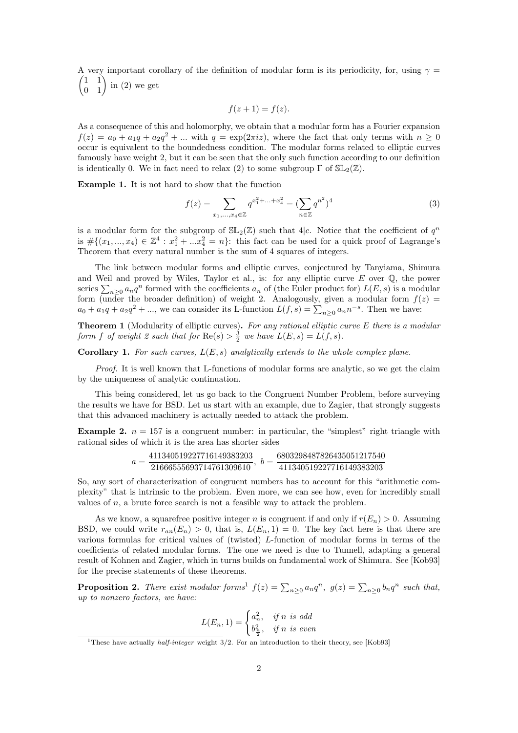A very important corollary of the definition of modular form is its periodicity, for, using $\gamma = \begin{pmatrix} 1 & 1 \\ 0 & 1 \end{pmatrix}$ in (2) we get

$$f(z+1) = f(z).$$

As a consequence of this and holomorphy, we obtain that a modular form has a Fourier expansion $f(z) = a_0 + a_1 q + a_2 q^2 + ...$ with $q = \exp(2\pi i z)$, where the fact that only terms with $n \geq 0$ occur is equivalent to the boundedness condition. The modular forms related to elliptic curves famously have weight 2, but it can be seen that the only such function according to our definition is identically 0. We in fact need to relax (2) to some subgroup $\Gamma$ of $\mathbb{SL}_2(\mathbb{Z})$.

**Example 1.** It is not hard to show that the function

$$f(z) = \sum_{x_1,...,x_4 \in \mathbb{Z}} q^{x_1^2 + ... + x_4^2} = (\sum_{n \in \mathbb{Z}} q^{n^2})^4 \tag{3}$$

is a modular form for the subgroup of $\mathbb{SL}_2(\mathbb{Z})$ such that $4|c$. Notice that the coefficient of $q^n$ is $\#\{(x_1, ..., x_4) \in \mathbb{Z}^4 : x_1^2 + ... x_4^2 = n\}$: this fact can be used for a quick proof of Lagrange's Theorem that every natural number is the sum of 4 squares of integers.

The link between modular forms and elliptic curves, conjectured by Tanyiama, Shimura and Weil and proved by Wiles, Taylor et al., is: for any elliptic curve $E$ over $\mathbb{Q}$, the power series $\sum_{n \geq 0} a_n q^n$ formed with the coefficients $a_n$ of (the Euler product for) $L(E, s)$ is a modular form (under the broader definition) of weight 2. Analogously, given a modular form $f(z) = a_0 + a_1 q + a_2 q^2 + ...$, we can consider its L-function $L(f, s) = \sum_{n \geq 0} a_n n^{-s}$. Then we have:

**Theorem 1** (Modularity of elliptic curves)**.** *For any rational elliptic curve $E$ there is a modular form $f$ of weight 2 such that for $\text{Re}(s) > \frac{3}{2}$ we have $L(E, s) = L(f, s)$.*

**Corollary 1.** *For such curves, $L(E, s)$ analytically extends to the whole complex plane.*

*Proof.* It is well known that L-functions of modular forms are analytic, so we get the claim by the uniqueness of analytic continuation.

This being considered, let us go back to the Congruent Number Problem, before surveying the results we have for BSD. Let us start with an example, due to Zagier, that strongly suggests that this advanced machinery is actually needed to attack the problem.

**Example 2.** $n = 157$ is a congruent number: in particular, the "simplest" right triangle with rational sides of which it is the area has shorter sides

$$a = \frac{411340519227716149383203}{21666555693714761309610}, \; b = \frac{6803298487826435051217540}{411340519227716149383203}$$

So, any sort of characterization of congruent numbers has to account for this "arithmetic complexity" that is intrinsic to the problem. Even more, we can see how, even for incredibly small values of $n$, a brute force search is not a feasible way to attack the problem.

As we know, a squarefree positive integer $n$ is congruent if and only if $r(E_n) > 0$. Assuming BSD, we could write $r_{an}(E_n) > 0$, that is, $L(E_n, 1) = 0$. The key fact here is that there are various formulas for critical values of (twisted) $L$-function of modular forms in terms of the coefficients of related modular forms. The one we need is due to Tunnell, adapting a general result of Kohnen and Zagier, which in turns builds on fundamental work of Shimura. See [Kob93] for the precise statements of these theorems.

**Proposition 2.** *There exist modular forms[1] $f(z) = \sum_{n \geq 0} a_n q^n$, $g(z) = \sum_{n \geq 0} b_n q^n$ such that, up to nonzero factors, we have:*

$$L(E_n, 1) = \begin{cases} a_n^2, & \text{if } n \text{ is odd} \\ b_{\frac{n}{2}}^2, & \text{if } n \text{ is even} \end{cases}$$

[1] These have actually *half-integer* weight 3/2. For an introduction to their theory, see [Kob93]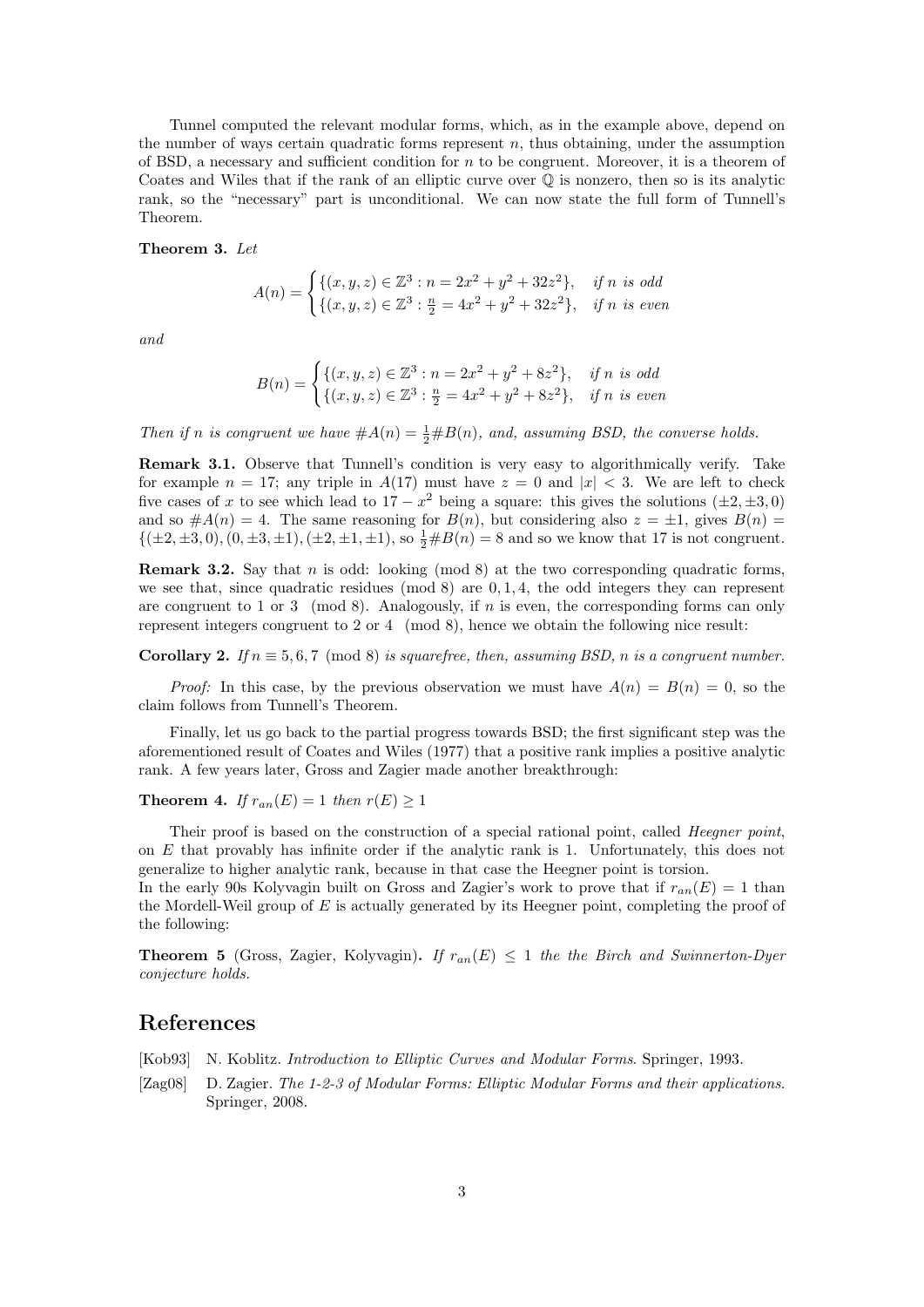Tunnel computed the relevant modular forms, which, as in the example above, depend on the number of ways certain quadratic forms represent $n$, thus obtaining, under the assumption of BSD, a necessary and sufficient condition for $n$ to be congruent. Moreover, it is a theorem of Coates and Wiles that if the rank of an elliptic curve over $\mathbb{Q}$ is nonzero, then so is its analytic rank, so the "necessary" part is unconditional. We can now state the full form of Tunnell's Theorem.

**Theorem 3.** *Let*

$$A(n) = \begin{cases} \{(x,y,z) \in \mathbb{Z}^3 : n = 2x^2 + y^2 + 32z^2\}, & \text{if } n \text{ is odd} \\ \{(x,y,z) \in \mathbb{Z}^3 : \frac{n}{2} = 4x^2 + y^2 + 32z^2\}, & \text{if } n \text{ is even} \end{cases}$$

*and*

$$B(n) = \begin{cases} \{(x,y,z) \in \mathbb{Z}^3 : n = 2x^2 + y^2 + 8z^2\}, & \text{if } n \text{ is odd} \\ \{(x,y,z) \in \mathbb{Z}^3 : \frac{n}{2} = 4x^2 + y^2 + 8z^2\}, & \text{if } n \text{ is even} \end{cases}$$

*Then if $n$ is congruent we have $\#A(n) = \frac{1}{2}\#B(n)$, and, assuming BSD, the converse holds.*

**Remark 3.1.** Observe that Tunnell's condition is very easy to algorithmically verify. Take for example $n = 17$; any triple in $A(17)$ must have $z = 0$ and $|x| < 3$. We are left to check five cases of $x$ to see which lead to $17 - x^2$ being a square: this gives the solutions $(\pm 2, \pm 3, 0)$ and so $\#A(n) = 4$. The same reasoning for $B(n)$, but considering also $z = \pm 1$, gives $B(n) = \{(\pm 2, \pm 3, 0), (0, \pm 3, \pm 1), (\pm 2, \pm 1, \pm 1)\}$, so $\frac{1}{2}\#B(n) = 8$ and so we know that 17 is not congruent.

**Remark 3.2.** Say that $n$ is odd: looking $\pmod 8$ at the two corresponding quadratic forms, we see that, since quadratic residues $\pmod 8$ are $0, 1, 4$, the odd integers they can represent are congruent to 1 or 3 $\pmod 8$. Analogously, if $n$ is even, the corresponding forms can only represent integers congruent to 2 or 4 $\pmod 8$, hence we obtain the following nice result:

**Corollary 2.** *If $n \equiv 5, 6, 7 \pmod 8$ is squarefree, then, assuming BSD, $n$ is a congruent number.*

*Proof:* In this case, by the previous observation we must have $A(n) = B(n) = 0$, so the claim follows from Tunnell's Theorem.

Finally, let us go back to the partial progress towards BSD; the first significant step was the aforementioned result of Coates and Wiles (1977) that a positive rank implies a positive analytic rank. A few years later, Gross and Zagier made another breakthrough:

**Theorem 4.** *If $r_{an}(E) = 1$ then $r(E) \geq 1$*

Their proof is based on the construction of a special rational point, called *Heegner point*, on $E$ that provably has infinite order if the analytic rank is 1. Unfortunately, this does not generalize to higher analytic rank, because in that case the Heegner point is torsion.
In the early 90s Kolyvagin built on Gross and Zagier's work to prove that if $r_{an}(E) = 1$ than the Mordell-Weil group of $E$ is actually generated by its Heegner point, completing the proof of the following:

**Theorem 5** (Gross, Zagier, Kolyvagin)**.** *If $r_{an}(E) \leq 1$ the the Birch and Swinnerton-Dyer conjecture holds.*

# References

[Kob93] N. Koblitz. *Introduction to Elliptic Curves and Modular Forms*. Springer, 1993.

[Zag08] D. Zagier. *The 1-2-3 of Modular Forms: Elliptic Modular Forms and their applications*. Springer, 2008.